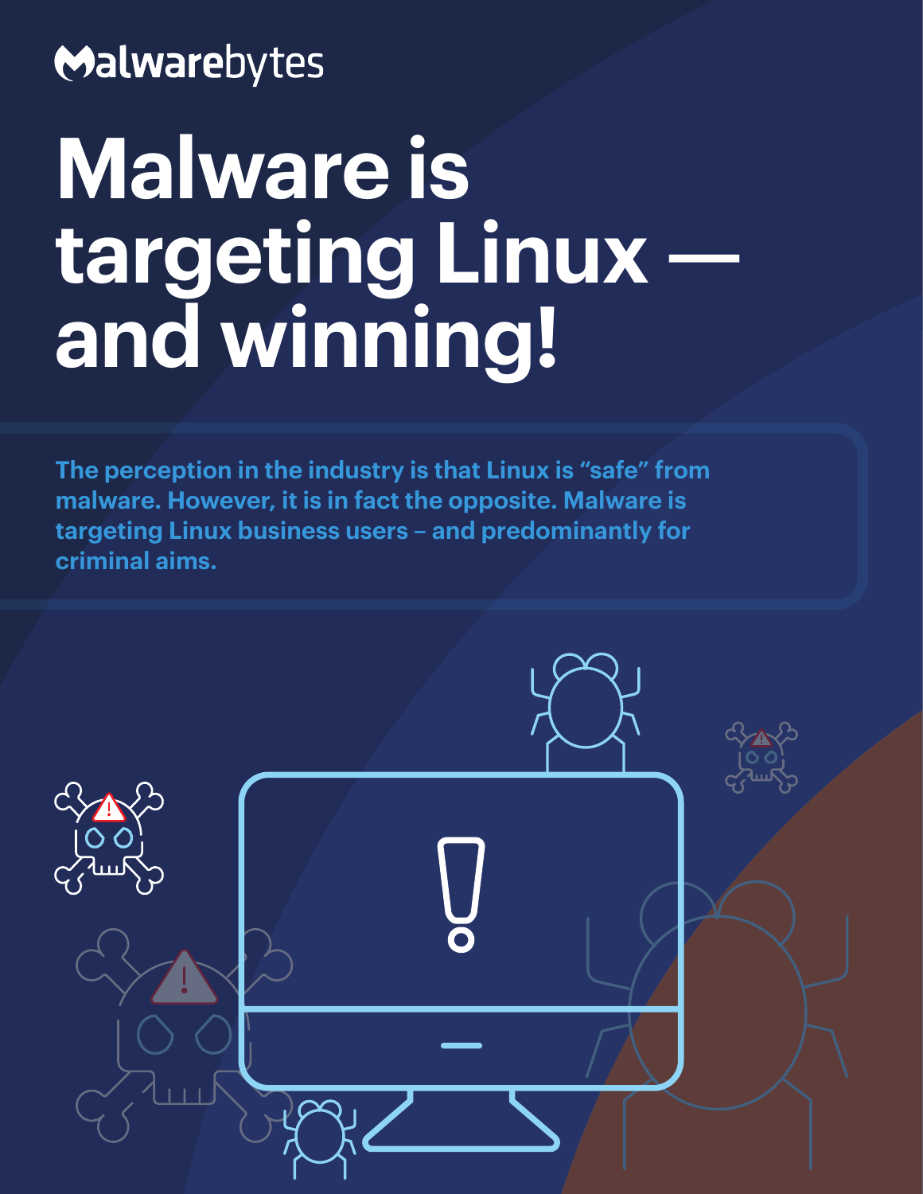Malwarebytes

# Malware is targeting Linux — and winning!

**The perception in the industry is that Linux is “safe” from malware. However, it is in fact the opposite. Malware is targeting Linux business users – and predominantly for criminal aims.**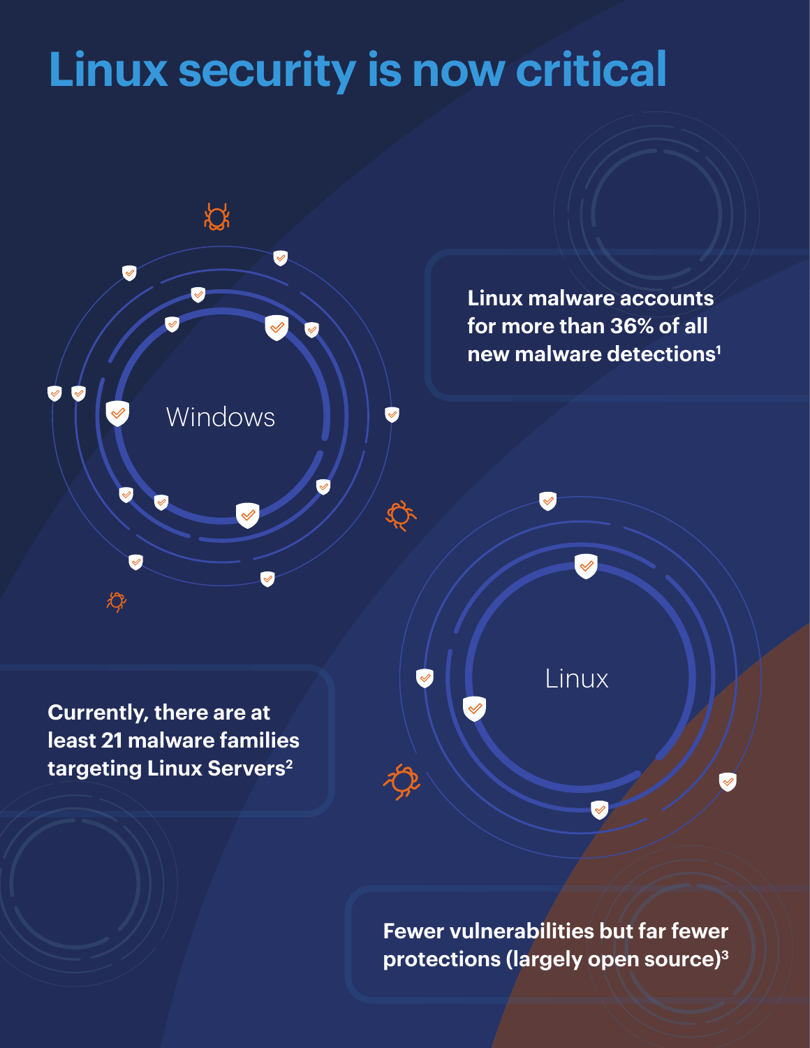# Linux security is now critical

Windows

Linux malware accounts for more than 36% of all new malware detections[1]

Linux

Currently, there are at least 21 malware families targeting Linux Servers[2]

Fewer vulnerabilities but far fewer protections (largely open source)[3]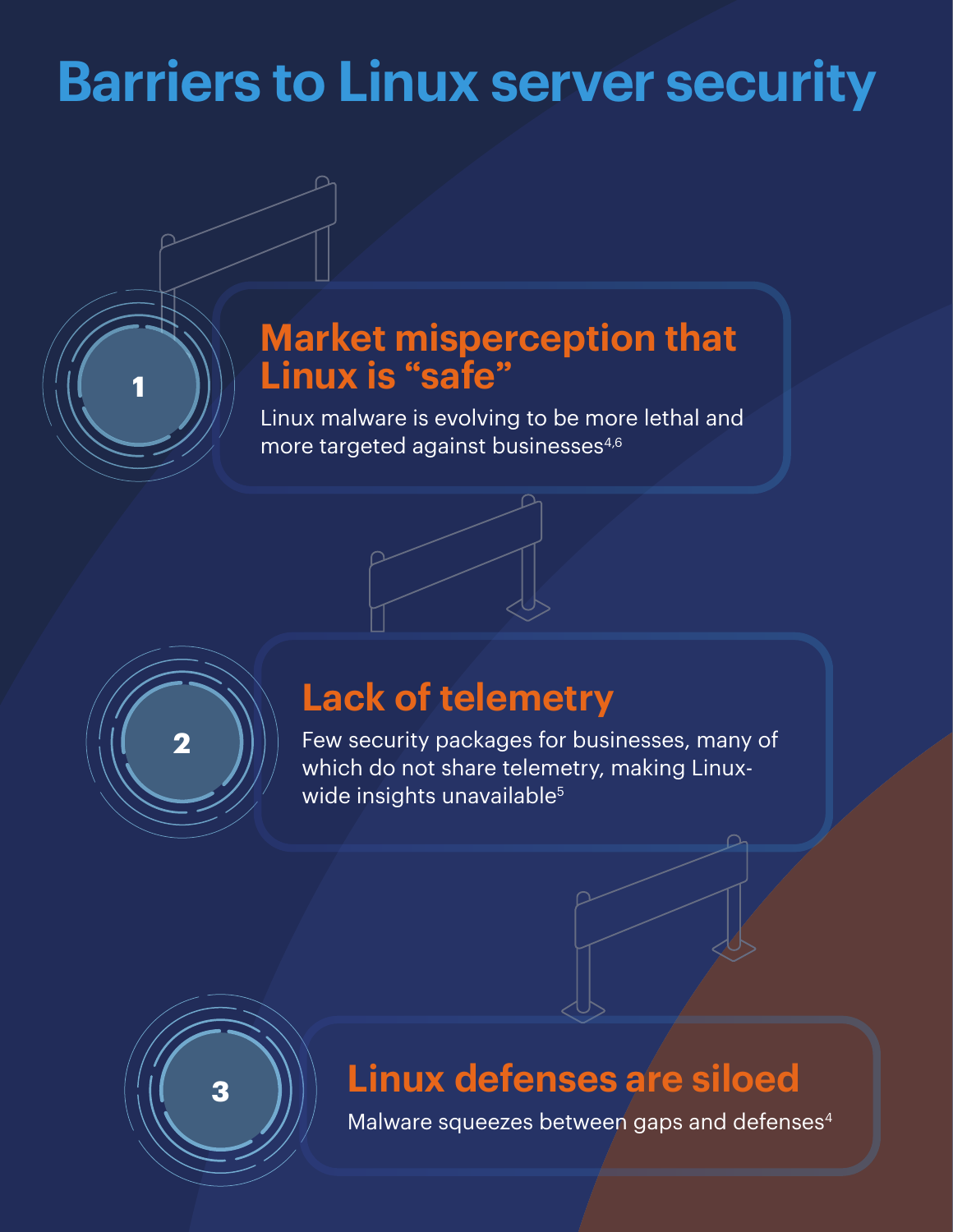# Barriers to Linux server security

1

## Market misperception that Linux is "safe"

Linux malware is evolving to be more lethal and more targeted against businesses[4,6]

2

## Lack of telemetry

Few security packages for businesses, many of which do not share telemetry, making Linux-wide insights unavailable[5]

3

## Linux defenses are siloed

Malware squeezes between gaps and defenses[4]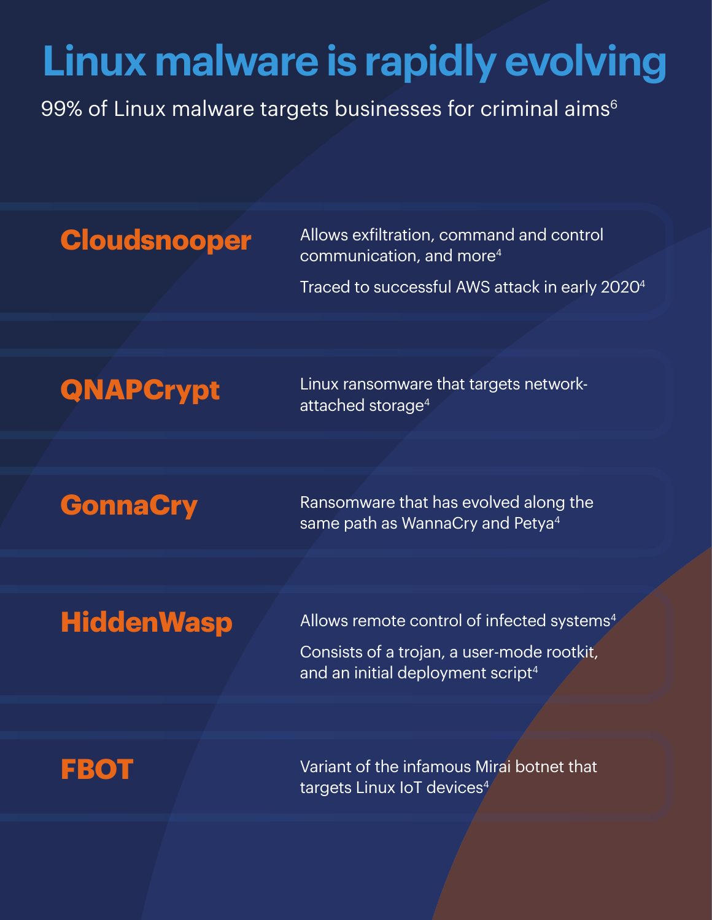# Linux malware is rapidly evolving

99% of Linux malware targets businesses for criminal aims[6]

### Cloudsnooper

Allows exfiltration, command and control communication, and more[4]

Traced to successful AWS attack in early 2020[4]

### QNAPCrypt

Linux ransomware that targets network-attached storage[4]

### GonnaCry

Ransomware that has evolved along the same path as WannaCry and Petya[4]

### HiddenWasp

Allows remote control of infected systems[4]

Consists of a trojan, a user-mode rootkit, and an initial deployment script[4]

### FBOT

Variant of the infamous Mirai botnet that targets Linux IoT devices[4]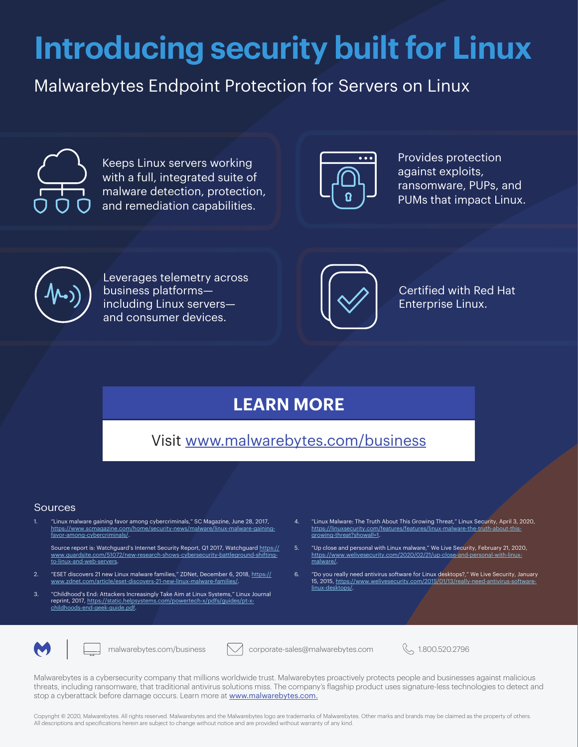# Introducing security built for Linux

## Malwarebytes Endpoint Protection for Servers on Linux

Keeps Linux servers working with a full, integrated suite of malware detection, protection, and remediation capabilities.

Provides protection against exploits, ransomware, PUPs, and PUMs that impact Linux.

Leverages telemetry across business platforms—including Linux servers—and consumer devices.

Certified with Red Hat Enterprise Linux.

## LEARN MORE

Visit [www.malwarebytes.com/business](www.malwarebytes.com/business)

### Sources

1. "Linux malware gaining favor among cybercriminals," SC Magazine, June 28, 2017, https://www.scmagazine.com/home/security-news/malware/linux-malware-gaining-favor-among-cybercriminals/.

   Source report is: Watchguard's Internet Security Report, Q1 2017, Watchguard https://www.guardsite.com/51072/new-research-shows-cybersecurity-battleground-shifting-to-linux-and-web-servers.

2. "ESET discovers 21 new Linux malware families," ZDNet, December 6, 2018, https://www.zdnet.com/article/eset-discovers-21-new-linux-malware-families/.

3. "Childhood's End: Attackers Increasingly Take Aim at Linux Systems," Linux Journal reprint, 2017, https://static.helpsystems.com/powertech-x/pdfs/guides/pt-x-childhoods-end-geek-guide.pdf.

4. "Linux Malware: The Truth About This Growing Threat," Linux Security, April 3, 2020, https://linuxsecurity.com/features/features/linux-malware-the-truth-about-this-growing-threat?showall=1.

5. "Up close and personal with Linux malware," We Live Security, February 21, 2020, https://www.welivesecurity.com/2020/02/21/up-close-and-personal-with-linux-malware/.

6. "Do you really need antivirus software for Linux desktops?," We Live Security, January 15, 2015, https://www.welivesecurity.com/2015/01/13/really-need-antivirus-software-linux-desktops/.

malwarebytes.com/business | corporate-sales@malwarebytes.com | 1.800.520.2796

Malwarebytes is a cybersecurity company that millions worldwide trust. Malwarebytes proactively protects people and businesses against malicious threats, including ransomware, that traditional antivirus solutions miss. The company's flagship product uses signature-less technologies to detect and stop a cyberattack before damage occurs. Learn more at [www.malwarebytes.com.](www.malwarebytes.com)

Copyright © 2020, Malwarebytes. All rights reserved. Malwarebytes and the Malwarebytes logo are trademarks of Malwarebytes. Other marks and brands may be claimed as the property of others. All descriptions and specifications herein are subject to change without notice and are provided without warranty of any kind.